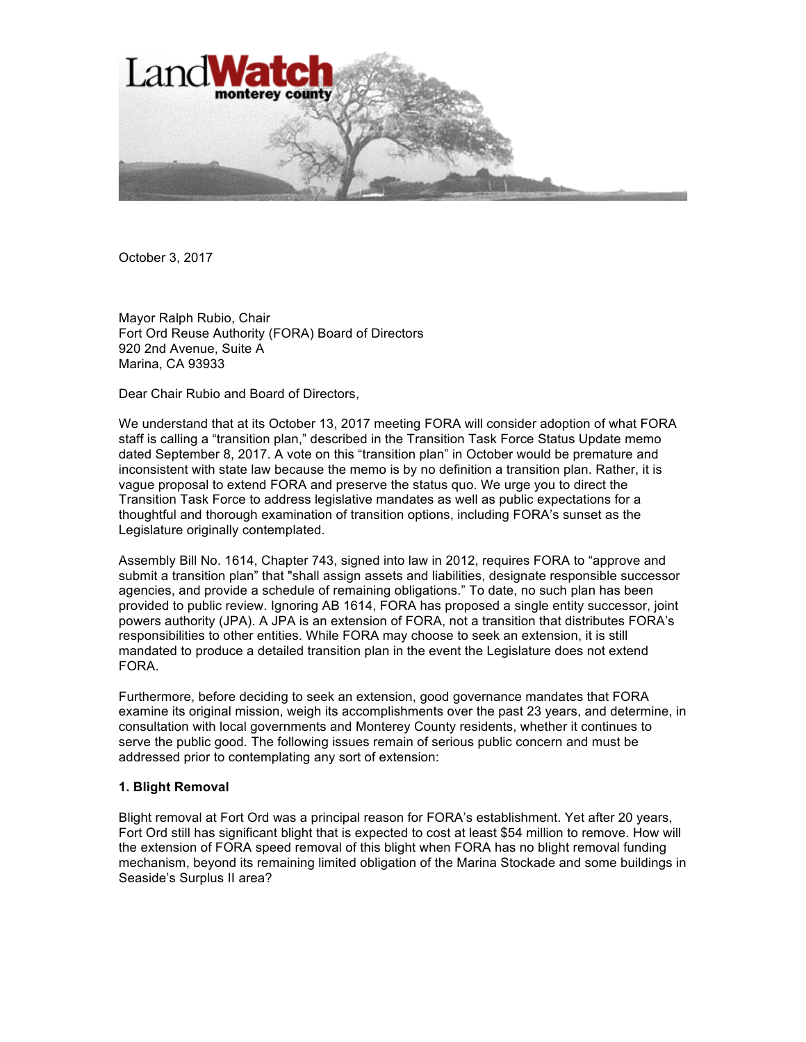LandWatch monterey county

October 3, 2017

Mayor Ralph Rubio, Chair
Fort Ord Reuse Authority (FORA) Board of Directors
920 2nd Avenue, Suite A
Marina, CA 93933

Dear Chair Rubio and Board of Directors,

We understand that at its October 13, 2017 meeting FORA will consider adoption of what FORA staff is calling a "transition plan," described in the Transition Task Force Status Update memo dated September 8, 2017. A vote on this "transition plan" in October would be premature and inconsistent with state law because the memo is by no definition a transition plan. Rather, it is vague proposal to extend FORA and preserve the status quo. We urge you to direct the Transition Task Force to address legislative mandates as well as public expectations for a thoughtful and thorough examination of transition options, including FORA's sunset as the Legislature originally contemplated.

Assembly Bill No. 1614, Chapter 743, signed into law in 2012, requires FORA to "approve and submit a transition plan" that "shall assign assets and liabilities, designate responsible successor agencies, and provide a schedule of remaining obligations." To date, no such plan has been provided to public review. Ignoring AB 1614, FORA has proposed a single entity successor, joint powers authority (JPA). A JPA is an extension of FORA, not a transition that distributes FORA's responsibilities to other entities. While FORA may choose to seek an extension, it is still mandated to produce a detailed transition plan in the event the Legislature does not extend FORA.

Furthermore, before deciding to seek an extension, good governance mandates that FORA examine its original mission, weigh its accomplishments over the past 23 years, and determine, in consultation with local governments and Monterey County residents, whether it continues to serve the public good. The following issues remain of serious public concern and must be addressed prior to contemplating any sort of extension:

**1. Blight Removal**

Blight removal at Fort Ord was a principal reason for FORA's establishment. Yet after 20 years, Fort Ord still has significant blight that is expected to cost at least $54 million to remove. How will the extension of FORA speed removal of this blight when FORA has no blight removal funding mechanism, beyond its remaining limited obligation of the Marina Stockade and some buildings in Seaside's Surplus II area?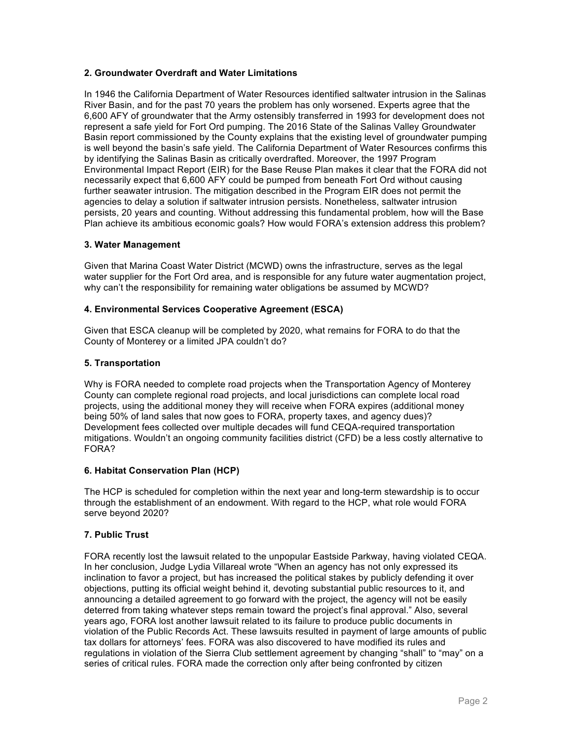### 2. Groundwater Overdraft and Water Limitations

In 1946 the California Department of Water Resources identified saltwater intrusion in the Salinas River Basin, and for the past 70 years the problem has only worsened. Experts agree that the 6,600 AFY of groundwater that the Army ostensibly transferred in 1993 for development does not represent a safe yield for Fort Ord pumping. The 2016 State of the Salinas Valley Groundwater Basin report commissioned by the County explains that the existing level of groundwater pumping is well beyond the basin's safe yield. The California Department of Water Resources confirms this by identifying the Salinas Basin as critically overdrafted. Moreover, the 1997 Program Environmental Impact Report (EIR) for the Base Reuse Plan makes it clear that the FORA did not necessarily expect that 6,600 AFY could be pumped from beneath Fort Ord without causing further seawater intrusion. The mitigation described in the Program EIR does not permit the agencies to delay a solution if saltwater intrusion persists. Nonetheless, saltwater intrusion persists, 20 years and counting. Without addressing this fundamental problem, how will the Base Plan achieve its ambitious economic goals? How would FORA's extension address this problem?

### 3. Water Management

Given that Marina Coast Water District (MCWD) owns the infrastructure, serves as the legal water supplier for the Fort Ord area, and is responsible for any future water augmentation project, why can't the responsibility for remaining water obligations be assumed by MCWD?

### 4. Environmental Services Cooperative Agreement (ESCA)

Given that ESCA cleanup will be completed by 2020, what remains for FORA to do that the County of Monterey or a limited JPA couldn't do?

### 5. Transportation

Why is FORA needed to complete road projects when the Transportation Agency of Monterey County can complete regional road projects, and local jurisdictions can complete local road projects, using the additional money they will receive when FORA expires (additional money being 50% of land sales that now goes to FORA, property taxes, and agency dues)? Development fees collected over multiple decades will fund CEQA-required transportation mitigations. Wouldn't an ongoing community facilities district (CFD) be a less costly alternative to FORA?

### 6. Habitat Conservation Plan (HCP)

The HCP is scheduled for completion within the next year and long-term stewardship is to occur through the establishment of an endowment. With regard to the HCP, what role would FORA serve beyond 2020?

### 7. Public Trust

FORA recently lost the lawsuit related to the unpopular Eastside Parkway, having violated CEQA. In her conclusion, Judge Lydia Villareal wrote "When an agency has not only expressed its inclination to favor a project, but has increased the political stakes by publicly defending it over objections, putting its official weight behind it, devoting substantial public resources to it, and announcing a detailed agreement to go forward with the project, the agency will not be easily deterred from taking whatever steps remain toward the project's final approval." Also, several years ago, FORA lost another lawsuit related to its failure to produce public documents in violation of the Public Records Act. These lawsuits resulted in payment of large amounts of public tax dollars for attorneys' fees. FORA was also discovered to have modified its rules and regulations in violation of the Sierra Club settlement agreement by changing "shall" to "may" on a series of critical rules. FORA made the correction only after being confronted by citizen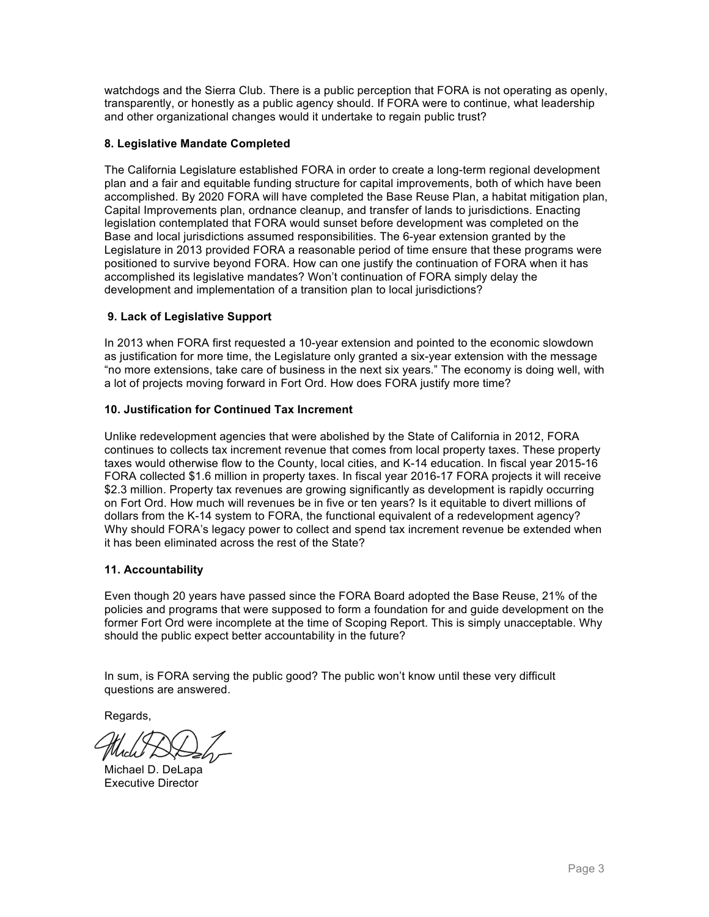watchdogs and the Sierra Club. There is a public perception that FORA is not operating as openly, transparently, or honestly as a public agency should. If FORA were to continue, what leadership and other organizational changes would it undertake to regain public trust?

**8. Legislative Mandate Completed**

The California Legislature established FORA in order to create a long-term regional development plan and a fair and equitable funding structure for capital improvements, both of which have been accomplished. By 2020 FORA will have completed the Base Reuse Plan, a habitat mitigation plan, Capital Improvements plan, ordnance cleanup, and transfer of lands to jurisdictions. Enacting legislation contemplated that FORA would sunset before development was completed on the Base and local jurisdictions assumed responsibilities. The 6-year extension granted by the Legislature in 2013 provided FORA a reasonable period of time ensure that these programs were positioned to survive beyond FORA. How can one justify the continuation of FORA when it has accomplished its legislative mandates? Won't continuation of FORA simply delay the development and implementation of a transition plan to local jurisdictions?

**9. Lack of Legislative Support**

In 2013 when FORA first requested a 10-year extension and pointed to the economic slowdown as justification for more time, the Legislature only granted a six-year extension with the message "no more extensions, take care of business in the next six years." The economy is doing well, with a lot of projects moving forward in Fort Ord. How does FORA justify more time?

**10. Justification for Continued Tax Increment**

Unlike redevelopment agencies that were abolished by the State of California in 2012, FORA continues to collects tax increment revenue that comes from local property taxes. These property taxes would otherwise flow to the County, local cities, and K-14 education. In fiscal year 2015-16 FORA collected $1.6 million in property taxes. In fiscal year 2016-17 FORA projects it will receive $2.3 million. Property tax revenues are growing significantly as development is rapidly occurring on Fort Ord. How much will revenues be in five or ten years? Is it equitable to divert millions of dollars from the K-14 system to FORA, the functional equivalent of a redevelopment agency? Why should FORA's legacy power to collect and spend tax increment revenue be extended when it has been eliminated across the rest of the State?

**11. Accountability**

Even though 20 years have passed since the FORA Board adopted the Base Reuse, 21% of the policies and programs that were supposed to form a foundation for and guide development on the former Fort Ord were incomplete at the time of Scoping Report. This is simply unacceptable. Why should the public expect better accountability in the future?

In sum, is FORA serving the public good? The public won't know until these very difficult questions are answered.

Regards,

Michael D. DeLapa
Executive Director